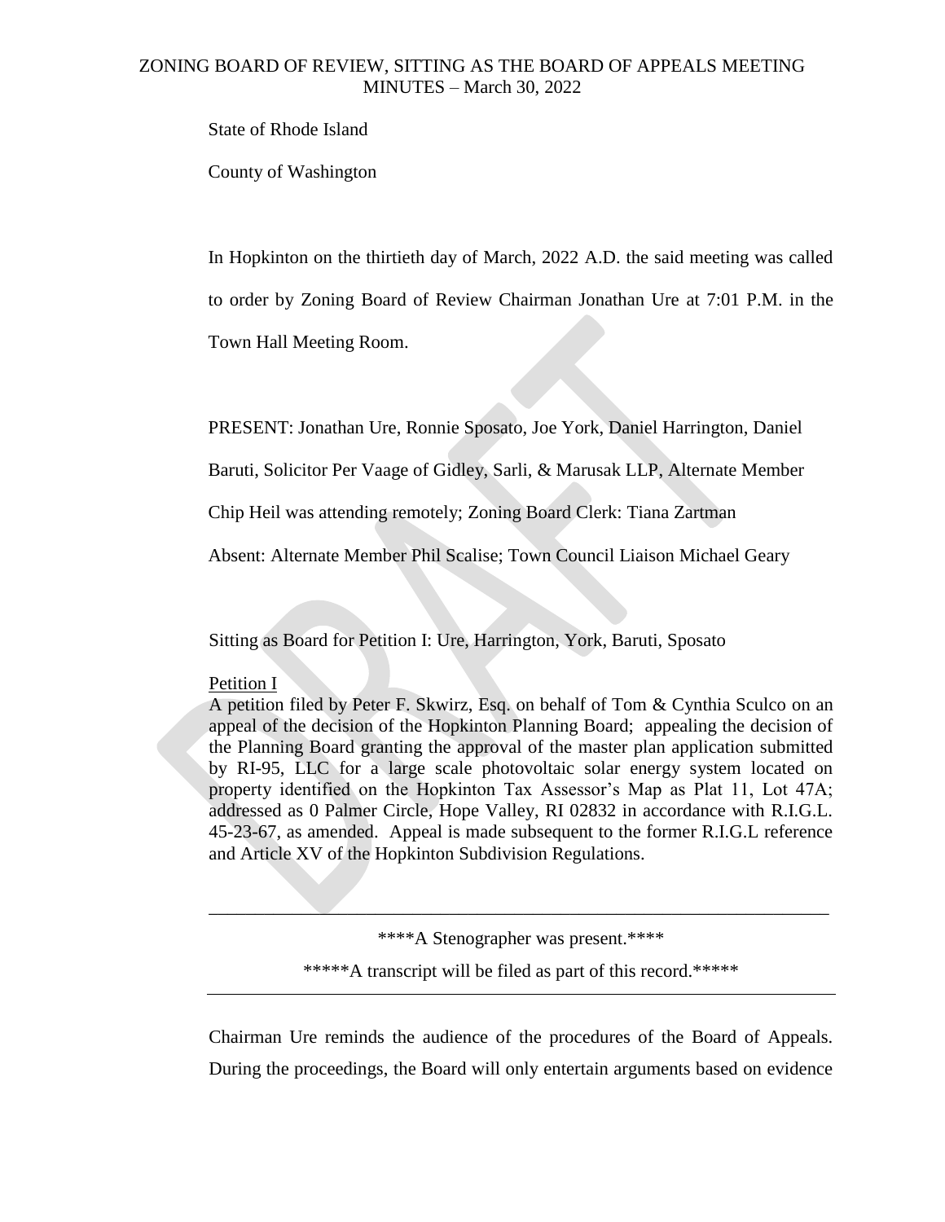# ZONING BOARD OF REVIEW, SITTING AS THE BOARD OF APPEALS MEETING MINUTES – March 30, 2022

State of Rhode Island

County of Washington

In Hopkinton on the thirtieth day of March, 2022 A.D. the said meeting was called to order by Zoning Board of Review Chairman Jonathan Ure at 7:01 P.M. in the Town Hall Meeting Room.

PRESENT: Jonathan Ure, Ronnie Sposato, Joe York, Daniel Harrington, Daniel Baruti, Solicitor Per Vaage of Gidley, Sarli, & Marusak LLP, Alternate Member Chip Heil was attending remotely; Zoning Board Clerk: Tiana Zartman

Absent: Alternate Member Phil Scalise; Town Council Liaison Michael Geary

Sitting as Board for Petition I: Ure, Harrington, York, Baruti, Sposato

Petition I

A petition filed by Peter F. Skwirz, Esq. on behalf of Tom & Cynthia Sculco on an appeal of the decision of the Hopkinton Planning Board; appealing the decision of the Planning Board granting the approval of the master plan application submitted by RI-95, LLC for a large scale photovoltaic solar energy system located on property identified on the Hopkinton Tax Assessor's Map as Plat 11, Lot 47A; addressed as 0 Palmer Circle, Hope Valley, RI 02832 in accordance with R.I.G.L. 45-23-67, as amended. Appeal is made subsequent to the former R.I.G.L reference and Article XV of the Hopkinton Subdivision Regulations.

---

****A Stenographer was present.****

*****A transcript will be filed as part of this record.*****

---

Chairman Ure reminds the audience of the procedures of the Board of Appeals. During the proceedings, the Board will only entertain arguments based on evidence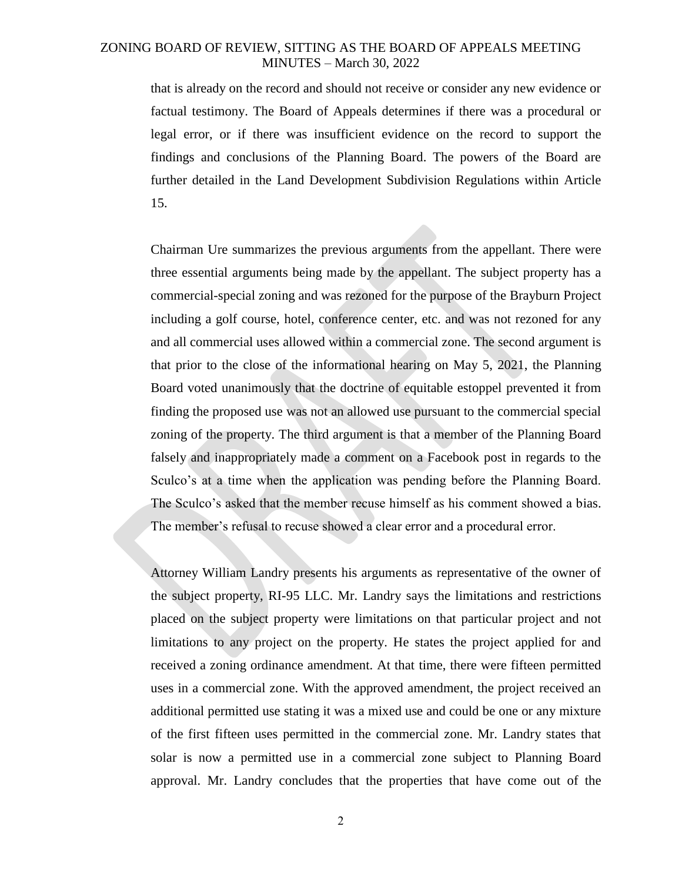that is already on the record and should not receive or consider any new evidence or factual testimony. The Board of Appeals determines if there was a procedural or legal error, or if there was insufficient evidence on the record to support the findings and conclusions of the Planning Board. The powers of the Board are further detailed in the Land Development Subdivision Regulations within Article 15.

Chairman Ure summarizes the previous arguments from the appellant. There were three essential arguments being made by the appellant. The subject property has a commercial-special zoning and was rezoned for the purpose of the Brayburn Project including a golf course, hotel, conference center, etc. and was not rezoned for any and all commercial uses allowed within a commercial zone. The second argument is that prior to the close of the informational hearing on May 5, 2021, the Planning Board voted unanimously that the doctrine of equitable estoppel prevented it from finding the proposed use was not an allowed use pursuant to the commercial special zoning of the property. The third argument is that a member of the Planning Board falsely and inappropriately made a comment on a Facebook post in regards to the Sculco's at a time when the application was pending before the Planning Board. The Sculco's asked that the member recuse himself as his comment showed a bias. The member's refusal to recuse showed a clear error and a procedural error.

Attorney William Landry presents his arguments as representative of the owner of the subject property, RI-95 LLC. Mr. Landry says the limitations and restrictions placed on the subject property were limitations on that particular project and not limitations to any project on the property. He states the project applied for and received a zoning ordinance amendment. At that time, there were fifteen permitted uses in a commercial zone. With the approved amendment, the project received an additional permitted use stating it was a mixed use and could be one or any mixture of the first fifteen uses permitted in the commercial zone. Mr. Landry states that solar is now a permitted use in a commercial zone subject to Planning Board approval. Mr. Landry concludes that the properties that have come out of the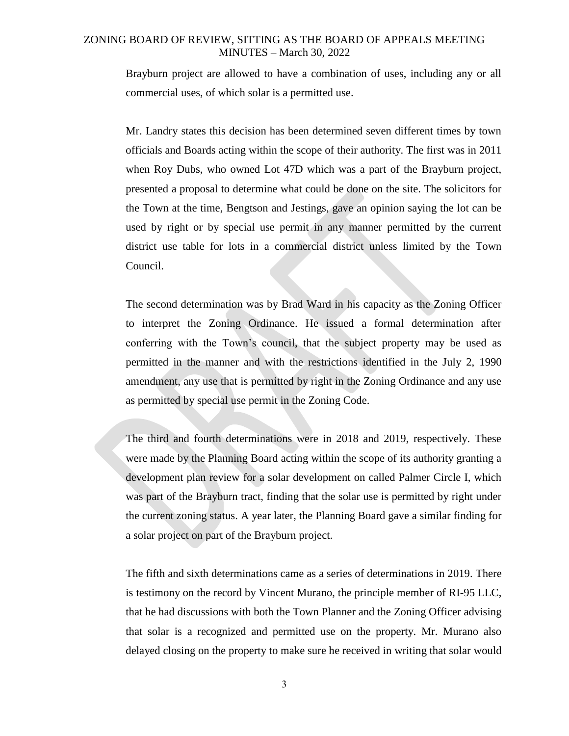Brayburn project are allowed to have a combination of uses, including any or all commercial uses, of which solar is a permitted use.

Mr. Landry states this decision has been determined seven different times by town officials and Boards acting within the scope of their authority. The first was in 2011 when Roy Dubs, who owned Lot 47D which was a part of the Brayburn project, presented a proposal to determine what could be done on the site. The solicitors for the Town at the time, Bengtson and Jestings, gave an opinion saying the lot can be used by right or by special use permit in any manner permitted by the current district use table for lots in a commercial district unless limited by the Town Council.

The second determination was by Brad Ward in his capacity as the Zoning Officer to interpret the Zoning Ordinance. He issued a formal determination after conferring with the Town's council, that the subject property may be used as permitted in the manner and with the restrictions identified in the July 2, 1990 amendment, any use that is permitted by right in the Zoning Ordinance and any use as permitted by special use permit in the Zoning Code.

The third and fourth determinations were in 2018 and 2019, respectively. These were made by the Planning Board acting within the scope of its authority granting a development plan review for a solar development on called Palmer Circle I, which was part of the Brayburn tract, finding that the solar use is permitted by right under the current zoning status. A year later, the Planning Board gave a similar finding for a solar project on part of the Brayburn project.

The fifth and sixth determinations came as a series of determinations in 2019. There is testimony on the record by Vincent Murano, the principle member of RI-95 LLC, that he had discussions with both the Town Planner and the Zoning Officer advising that solar is a recognized and permitted use on the property. Mr. Murano also delayed closing on the property to make sure he received in writing that solar would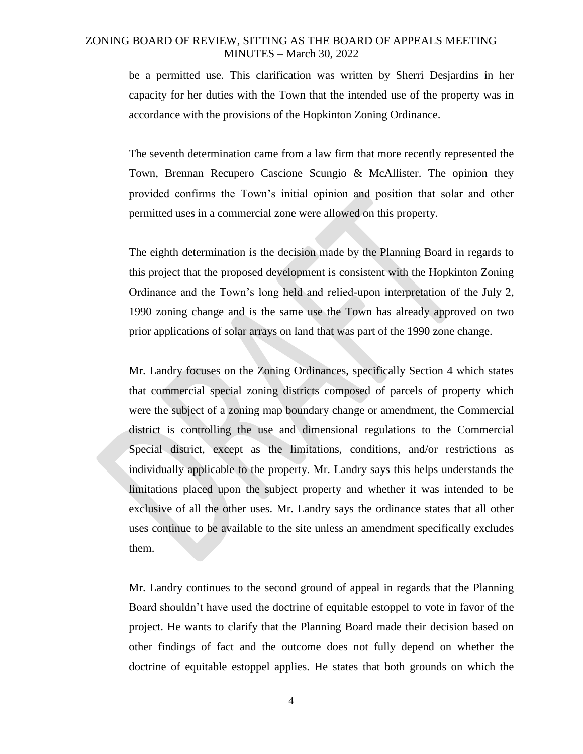be a permitted use. This clarification was written by Sherri Desjardins in her capacity for her duties with the Town that the intended use of the property was in accordance with the provisions of the Hopkinton Zoning Ordinance.

The seventh determination came from a law firm that more recently represented the Town, Brennan Recupero Cascione Scungio & McAllister. The opinion they provided confirms the Town's initial opinion and position that solar and other permitted uses in a commercial zone were allowed on this property.

The eighth determination is the decision made by the Planning Board in regards to this project that the proposed development is consistent with the Hopkinton Zoning Ordinance and the Town's long held and relied-upon interpretation of the July 2, 1990 zoning change and is the same use the Town has already approved on two prior applications of solar arrays on land that was part of the 1990 zone change.

Mr. Landry focuses on the Zoning Ordinances, specifically Section 4 which states that commercial special zoning districts composed of parcels of property which were the subject of a zoning map boundary change or amendment, the Commercial district is controlling the use and dimensional regulations to the Commercial Special district, except as the limitations, conditions, and/or restrictions as individually applicable to the property. Mr. Landry says this helps understands the limitations placed upon the subject property and whether it was intended to be exclusive of all the other uses. Mr. Landry says the ordinance states that all other uses continue to be available to the site unless an amendment specifically excludes them.

Mr. Landry continues to the second ground of appeal in regards that the Planning Board shouldn't have used the doctrine of equitable estoppel to vote in favor of the project. He wants to clarify that the Planning Board made their decision based on other findings of fact and the outcome does not fully depend on whether the doctrine of equitable estoppel applies. He states that both grounds on which the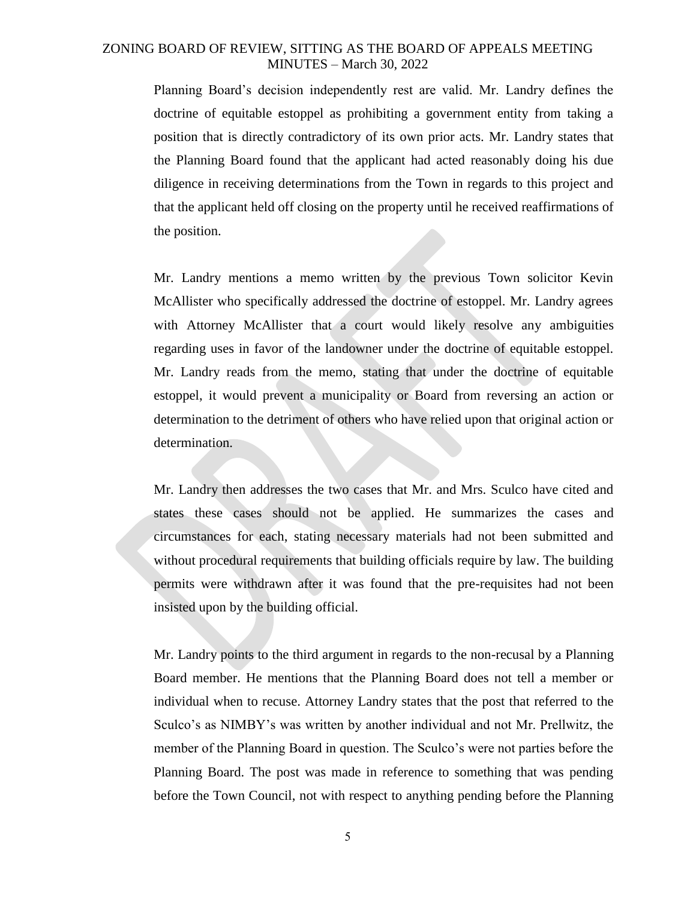Planning Board's decision independently rest are valid. Mr. Landry defines the doctrine of equitable estoppel as prohibiting a government entity from taking a position that is directly contradictory of its own prior acts. Mr. Landry states that the Planning Board found that the applicant had acted reasonably doing his due diligence in receiving determinations from the Town in regards to this project and that the applicant held off closing on the property until he received reaffirmations of the position.

Mr. Landry mentions a memo written by the previous Town solicitor Kevin McAllister who specifically addressed the doctrine of estoppel. Mr. Landry agrees with Attorney McAllister that a court would likely resolve any ambiguities regarding uses in favor of the landowner under the doctrine of equitable estoppel. Mr. Landry reads from the memo, stating that under the doctrine of equitable estoppel, it would prevent a municipality or Board from reversing an action or determination to the detriment of others who have relied upon that original action or determination.

Mr. Landry then addresses the two cases that Mr. and Mrs. Sculco have cited and states these cases should not be applied. He summarizes the cases and circumstances for each, stating necessary materials had not been submitted and without procedural requirements that building officials require by law. The building permits were withdrawn after it was found that the pre-requisites had not been insisted upon by the building official.

Mr. Landry points to the third argument in regards to the non-recusal by a Planning Board member. He mentions that the Planning Board does not tell a member or individual when to recuse. Attorney Landry states that the post that referred to the Sculco's as NIMBY's was written by another individual and not Mr. Prellwitz, the member of the Planning Board in question. The Sculco's were not parties before the Planning Board. The post was made in reference to something that was pending before the Town Council, not with respect to anything pending before the Planning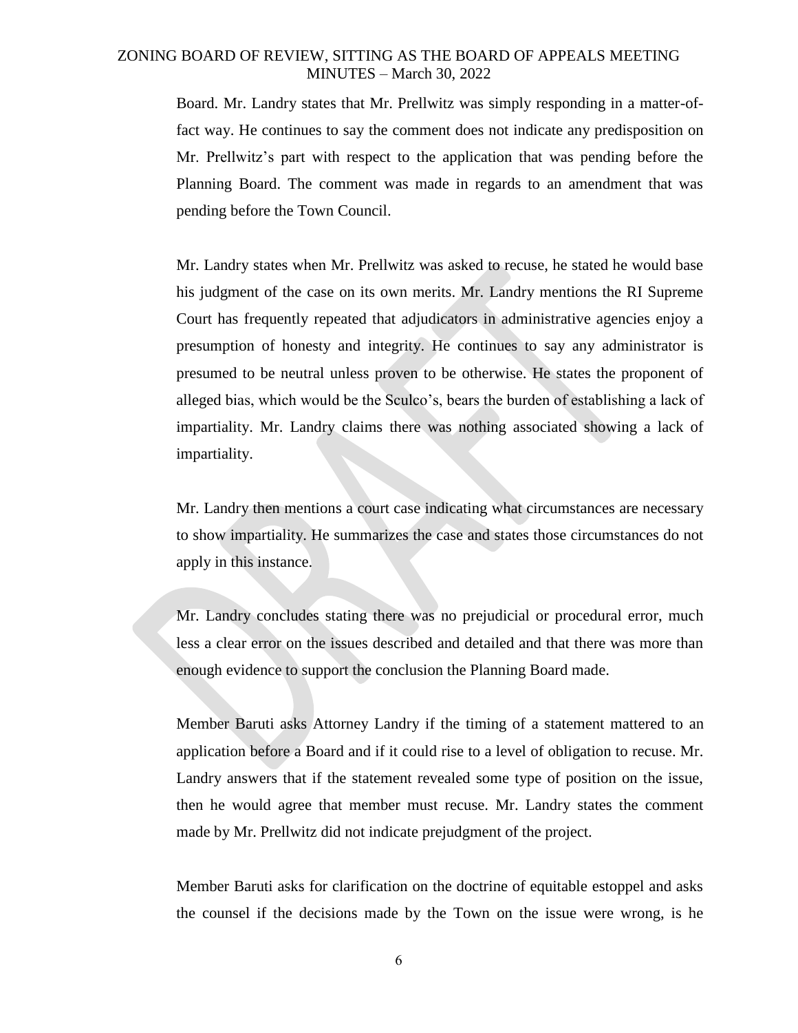Board. Mr. Landry states that Mr. Prellwitz was simply responding in a matter-of-fact way. He continues to say the comment does not indicate any predisposition on Mr. Prellwitz's part with respect to the application that was pending before the Planning Board. The comment was made in regards to an amendment that was pending before the Town Council.

Mr. Landry states when Mr. Prellwitz was asked to recuse, he stated he would base his judgment of the case on its own merits. Mr. Landry mentions the RI Supreme Court has frequently repeated that adjudicators in administrative agencies enjoy a presumption of honesty and integrity. He continues to say any administrator is presumed to be neutral unless proven to be otherwise. He states the proponent of alleged bias, which would be the Sculco's, bears the burden of establishing a lack of impartiality. Mr. Landry claims there was nothing associated showing a lack of impartiality.

Mr. Landry then mentions a court case indicating what circumstances are necessary to show impartiality. He summarizes the case and states those circumstances do not apply in this instance.

Mr. Landry concludes stating there was no prejudicial or procedural error, much less a clear error on the issues described and detailed and that there was more than enough evidence to support the conclusion the Planning Board made.

Member Baruti asks Attorney Landry if the timing of a statement mattered to an application before a Board and if it could rise to a level of obligation to recuse. Mr. Landry answers that if the statement revealed some type of position on the issue, then he would agree that member must recuse. Mr. Landry states the comment made by Mr. Prellwitz did not indicate prejudgment of the project.

Member Baruti asks for clarification on the doctrine of equitable estoppel and asks the counsel if the decisions made by the Town on the issue were wrong, is he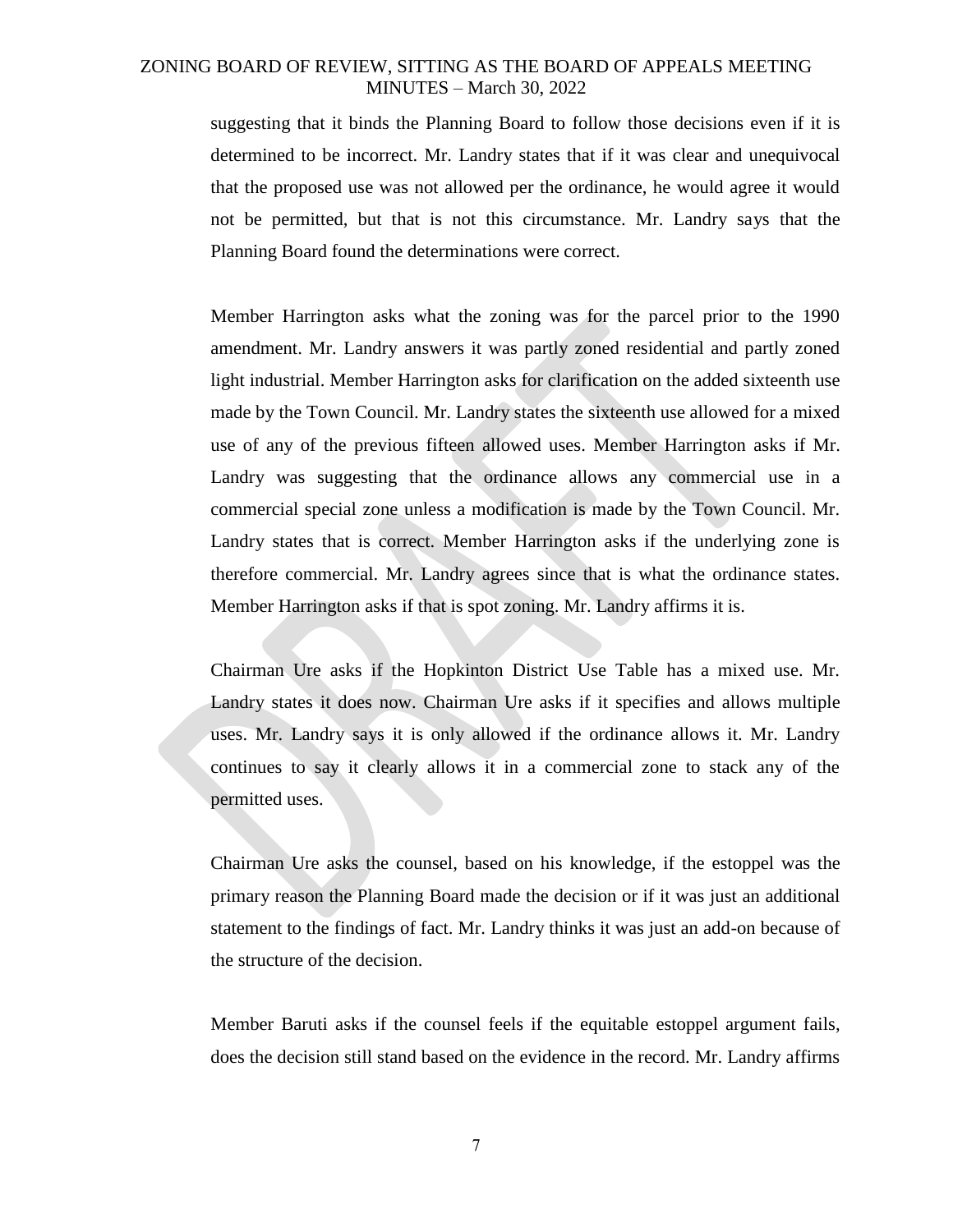suggesting that it binds the Planning Board to follow those decisions even if it is determined to be incorrect. Mr. Landry states that if it was clear and unequivocal that the proposed use was not allowed per the ordinance, he would agree it would not be permitted, but that is not this circumstance. Mr. Landry says that the Planning Board found the determinations were correct.

Member Harrington asks what the zoning was for the parcel prior to the 1990 amendment. Mr. Landry answers it was partly zoned residential and partly zoned light industrial. Member Harrington asks for clarification on the added sixteenth use made by the Town Council. Mr. Landry states the sixteenth use allowed for a mixed use of any of the previous fifteen allowed uses. Member Harrington asks if Mr. Landry was suggesting that the ordinance allows any commercial use in a commercial special zone unless a modification is made by the Town Council. Mr. Landry states that is correct. Member Harrington asks if the underlying zone is therefore commercial. Mr. Landry agrees since that is what the ordinance states. Member Harrington asks if that is spot zoning. Mr. Landry affirms it is.

Chairman Ure asks if the Hopkinton District Use Table has a mixed use. Mr. Landry states it does now. Chairman Ure asks if it specifies and allows multiple uses. Mr. Landry says it is only allowed if the ordinance allows it. Mr. Landry continues to say it clearly allows it in a commercial zone to stack any of the permitted uses.

Chairman Ure asks the counsel, based on his knowledge, if the estoppel was the primary reason the Planning Board made the decision or if it was just an additional statement to the findings of fact. Mr. Landry thinks it was just an add-on because of the structure of the decision.

Member Baruti asks if the counsel feels if the equitable estoppel argument fails, does the decision still stand based on the evidence in the record. Mr. Landry affirms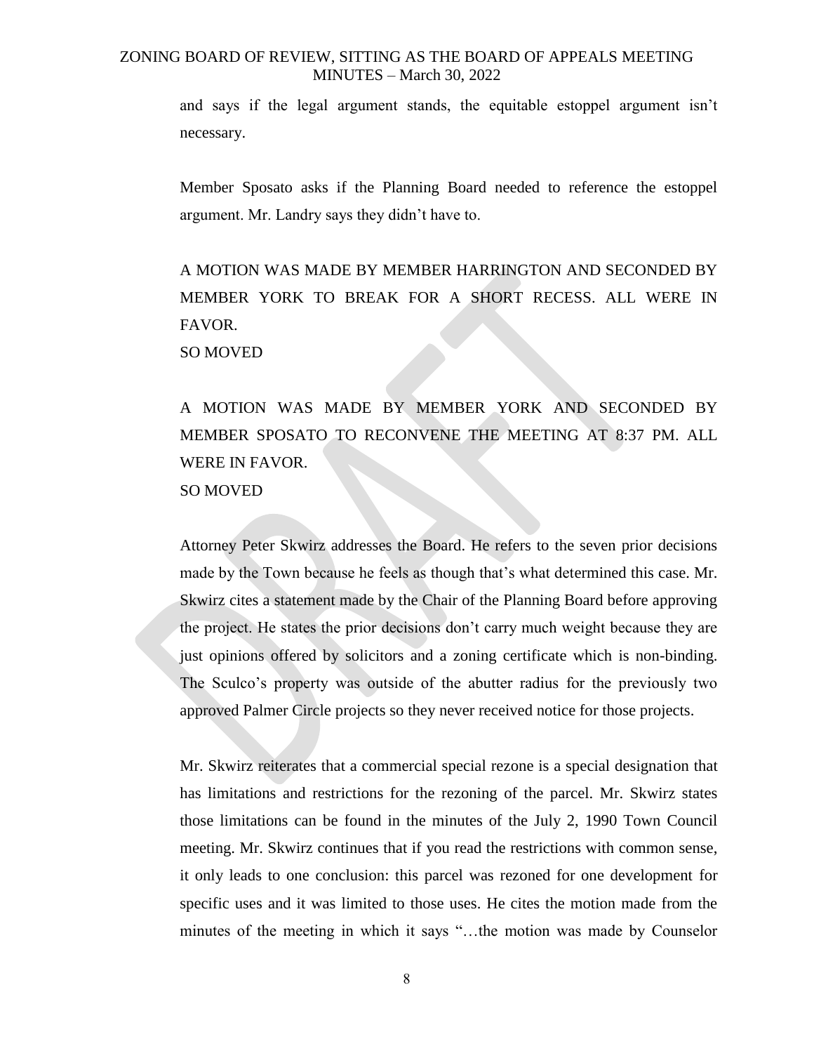and says if the legal argument stands, the equitable estoppel argument isn't necessary.

Member Sposato asks if the Planning Board needed to reference the estoppel argument. Mr. Landry says they didn't have to.

A MOTION WAS MADE BY MEMBER HARRINGTON AND SECONDED BY MEMBER YORK TO BREAK FOR A SHORT RECESS. ALL WERE IN FAVOR.
SO MOVED

A MOTION WAS MADE BY MEMBER YORK AND SECONDED BY MEMBER SPOSATO TO RECONVENE THE MEETING AT 8:37 PM. ALL WERE IN FAVOR.
SO MOVED

Attorney Peter Skwirz addresses the Board. He refers to the seven prior decisions made by the Town because he feels as though that's what determined this case. Mr. Skwirz cites a statement made by the Chair of the Planning Board before approving the project. He states the prior decisions don't carry much weight because they are just opinions offered by solicitors and a zoning certificate which is non-binding. The Sculco's property was outside of the abutter radius for the previously two approved Palmer Circle projects so they never received notice for those projects.

Mr. Skwirz reiterates that a commercial special rezone is a special designation that has limitations and restrictions for the rezoning of the parcel. Mr. Skwirz states those limitations can be found in the minutes of the July 2, 1990 Town Council meeting. Mr. Skwirz continues that if you read the restrictions with common sense, it only leads to one conclusion: this parcel was rezoned for one development for specific uses and it was limited to those uses. He cites the motion made from the minutes of the meeting in which it says "…the motion was made by Counselor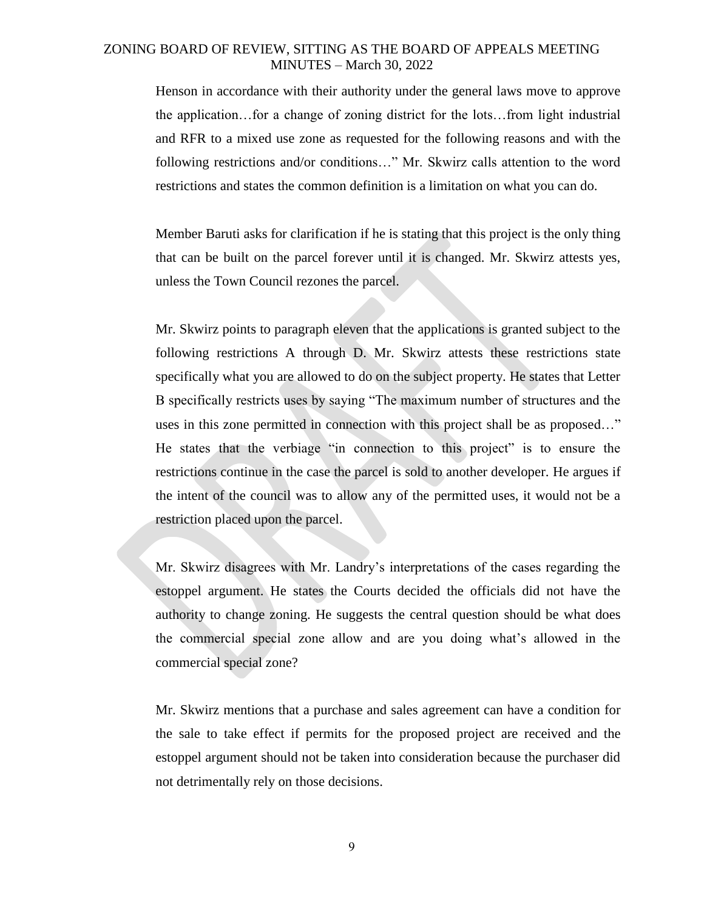Henson in accordance with their authority under the general laws move to approve the application…for a change of zoning district for the lots…from light industrial and RFR to a mixed use zone as requested for the following reasons and with the following restrictions and/or conditions…" Mr. Skwirz calls attention to the word restrictions and states the common definition is a limitation on what you can do.

Member Baruti asks for clarification if he is stating that this project is the only thing that can be built on the parcel forever until it is changed. Mr. Skwirz attests yes, unless the Town Council rezones the parcel.

Mr. Skwirz points to paragraph eleven that the applications is granted subject to the following restrictions A through D. Mr. Skwirz attests these restrictions state specifically what you are allowed to do on the subject property. He states that Letter B specifically restricts uses by saying "The maximum number of structures and the uses in this zone permitted in connection with this project shall be as proposed…" He states that the verbiage "in connection to this project" is to ensure the restrictions continue in the case the parcel is sold to another developer. He argues if the intent of the council was to allow any of the permitted uses, it would not be a restriction placed upon the parcel.

Mr. Skwirz disagrees with Mr. Landry's interpretations of the cases regarding the estoppel argument. He states the Courts decided the officials did not have the authority to change zoning. He suggests the central question should be what does the commercial special zone allow and are you doing what's allowed in the commercial special zone?

Mr. Skwirz mentions that a purchase and sales agreement can have a condition for the sale to take effect if permits for the proposed project are received and the estoppel argument should not be taken into consideration because the purchaser did not detrimentally rely on those decisions.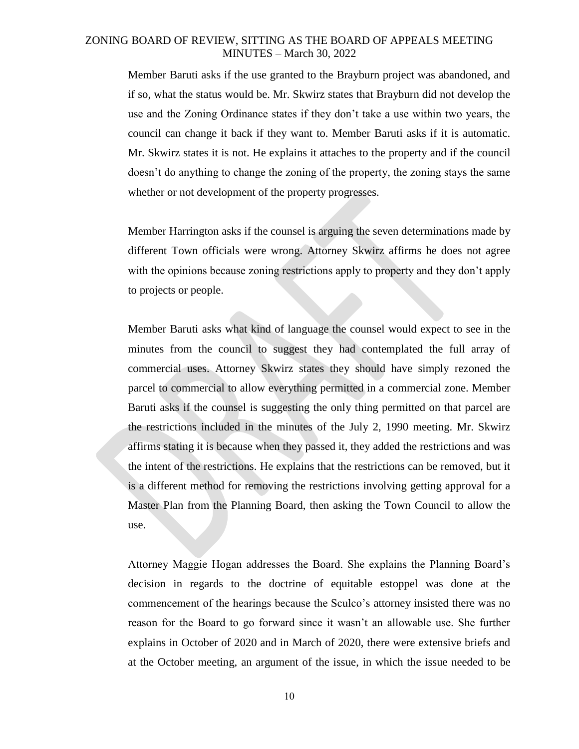Member Baruti asks if the use granted to the Brayburn project was abandoned, and if so, what the status would be. Mr. Skwirz states that Brayburn did not develop the use and the Zoning Ordinance states if they don't take a use within two years, the council can change it back if they want to. Member Baruti asks if it is automatic. Mr. Skwirz states it is not. He explains it attaches to the property and if the council doesn't do anything to change the zoning of the property, the zoning stays the same whether or not development of the property progresses.

Member Harrington asks if the counsel is arguing the seven determinations made by different Town officials were wrong. Attorney Skwirz affirms he does not agree with the opinions because zoning restrictions apply to property and they don't apply to projects or people.

Member Baruti asks what kind of language the counsel would expect to see in the minutes from the council to suggest they had contemplated the full array of commercial uses. Attorney Skwirz states they should have simply rezoned the parcel to commercial to allow everything permitted in a commercial zone. Member Baruti asks if the counsel is suggesting the only thing permitted on that parcel are the restrictions included in the minutes of the July 2, 1990 meeting. Mr. Skwirz affirms stating it is because when they passed it, they added the restrictions and was the intent of the restrictions. He explains that the restrictions can be removed, but it is a different method for removing the restrictions involving getting approval for a Master Plan from the Planning Board, then asking the Town Council to allow the use.

Attorney Maggie Hogan addresses the Board. She explains the Planning Board's decision in regards to the doctrine of equitable estoppel was done at the commencement of the hearings because the Sculco's attorney insisted there was no reason for the Board to go forward since it wasn't an allowable use. She further explains in October of 2020 and in March of 2020, there were extensive briefs and at the October meeting, an argument of the issue, in which the issue needed to be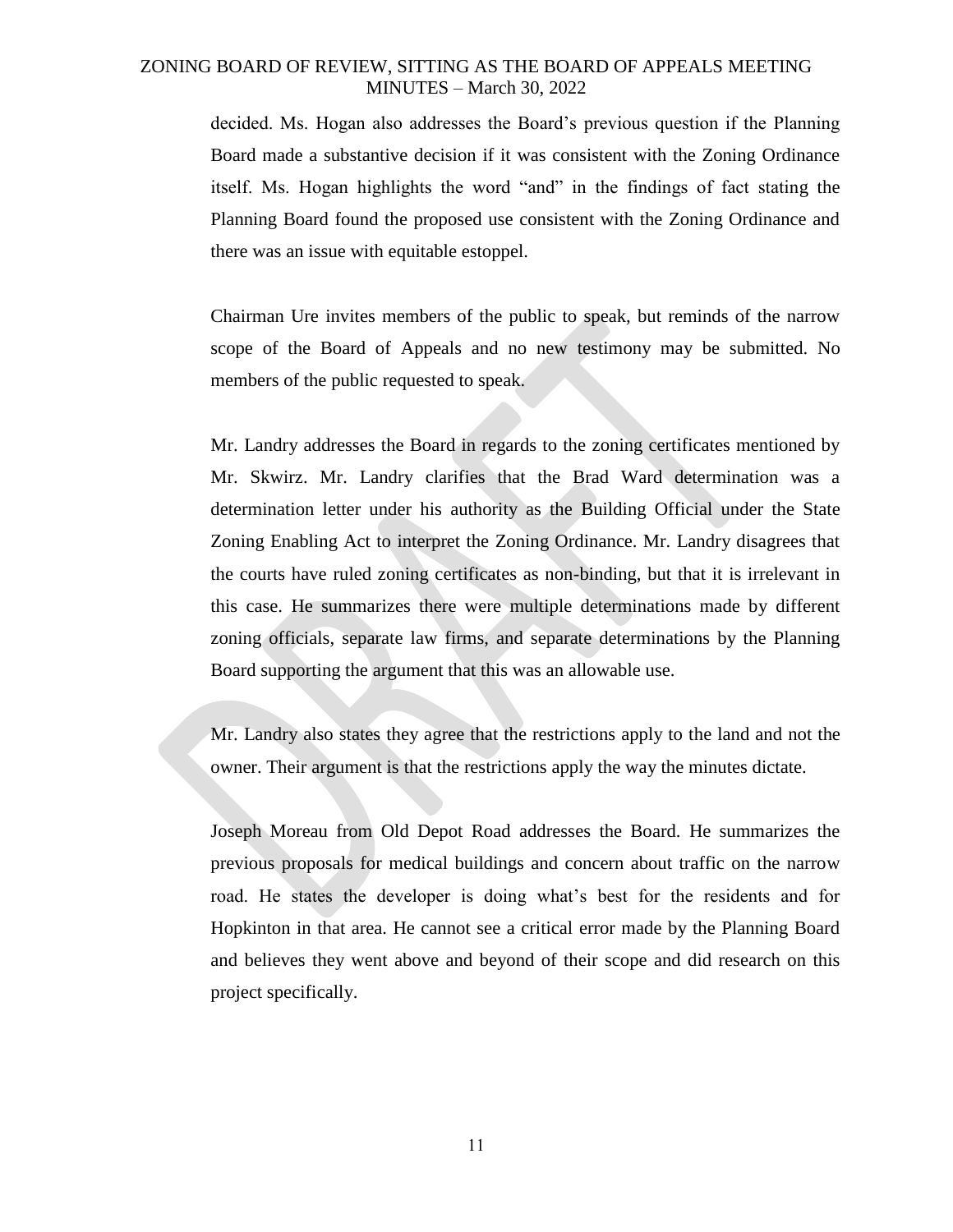decided. Ms. Hogan also addresses the Board's previous question if the Planning Board made a substantive decision if it was consistent with the Zoning Ordinance itself. Ms. Hogan highlights the word "and" in the findings of fact stating the Planning Board found the proposed use consistent with the Zoning Ordinance and there was an issue with equitable estoppel.

Chairman Ure invites members of the public to speak, but reminds of the narrow scope of the Board of Appeals and no new testimony may be submitted. No members of the public requested to speak.

Mr. Landry addresses the Board in regards to the zoning certificates mentioned by Mr. Skwirz. Mr. Landry clarifies that the Brad Ward determination was a determination letter under his authority as the Building Official under the State Zoning Enabling Act to interpret the Zoning Ordinance. Mr. Landry disagrees that the courts have ruled zoning certificates as non-binding, but that it is irrelevant in this case. He summarizes there were multiple determinations made by different zoning officials, separate law firms, and separate determinations by the Planning Board supporting the argument that this was an allowable use.

Mr. Landry also states they agree that the restrictions apply to the land and not the owner. Their argument is that the restrictions apply the way the minutes dictate.

Joseph Moreau from Old Depot Road addresses the Board. He summarizes the previous proposals for medical buildings and concern about traffic on the narrow road. He states the developer is doing what's best for the residents and for Hopkinton in that area. He cannot see a critical error made by the Planning Board and believes they went above and beyond of their scope and did research on this project specifically.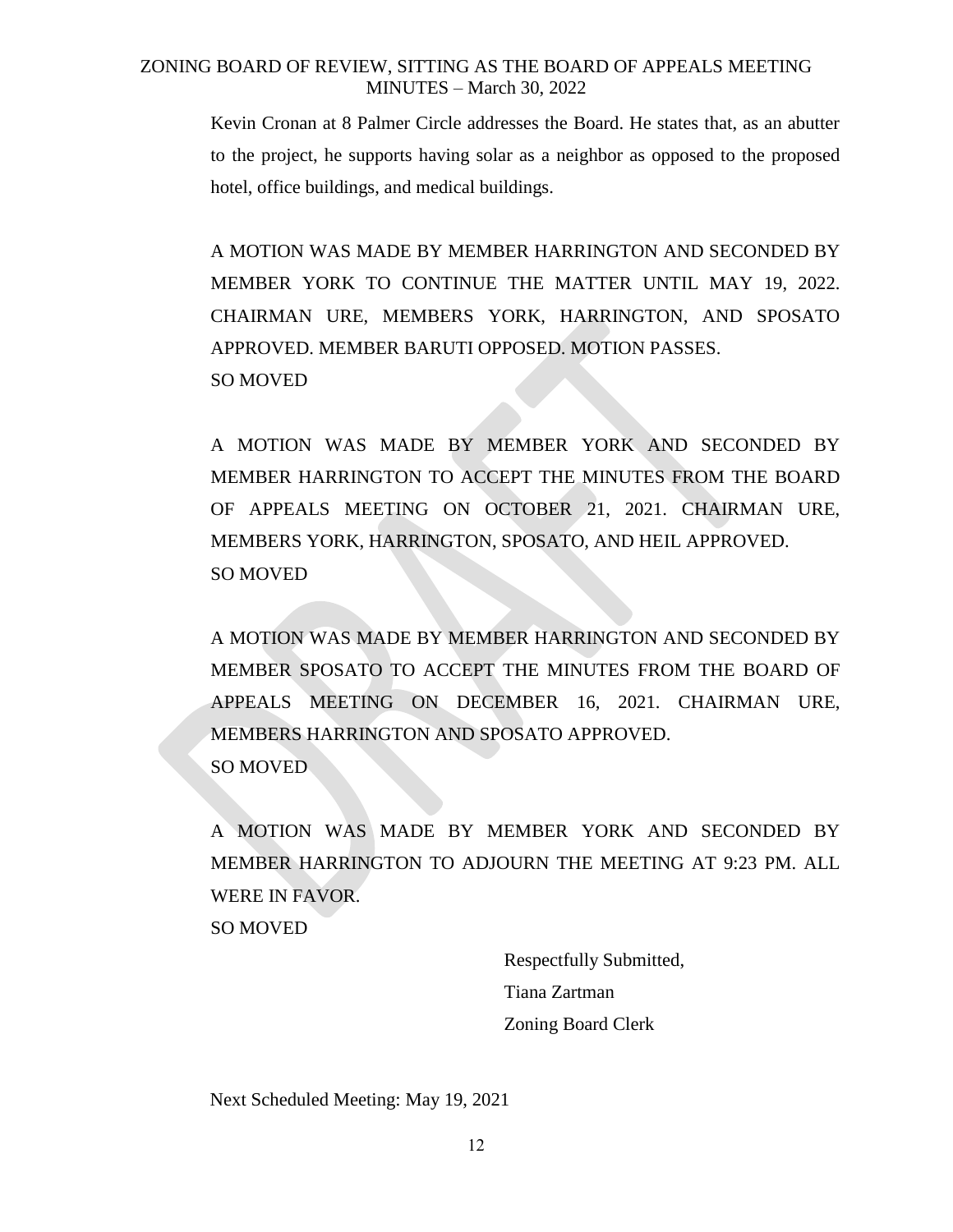Kevin Cronan at 8 Palmer Circle addresses the Board. He states that, as an abutter to the project, he supports having solar as a neighbor as opposed to the proposed hotel, office buildings, and medical buildings.

A MOTION WAS MADE BY MEMBER HARRINGTON AND SECONDED BY MEMBER YORK TO CONTINUE THE MATTER UNTIL MAY 19, 2022. CHAIRMAN URE, MEMBERS YORK, HARRINGTON, AND SPOSATO APPROVED. MEMBER BARUTI OPPOSED. MOTION PASSES.
SO MOVED

A MOTION WAS MADE BY MEMBER YORK AND SECONDED BY MEMBER HARRINGTON TO ACCEPT THE MINUTES FROM THE BOARD OF APPEALS MEETING ON OCTOBER 21, 2021. CHAIRMAN URE, MEMBERS YORK, HARRINGTON, SPOSATO, AND HEIL APPROVED.
SO MOVED

A MOTION WAS MADE BY MEMBER HARRINGTON AND SECONDED BY MEMBER SPOSATO TO ACCEPT THE MINUTES FROM THE BOARD OF APPEALS MEETING ON DECEMBER 16, 2021. CHAIRMAN URE, MEMBERS HARRINGTON AND SPOSATO APPROVED.
SO MOVED

A MOTION WAS MADE BY MEMBER YORK AND SECONDED BY MEMBER HARRINGTON TO ADJOURN THE MEETING AT 9:23 PM. ALL WERE IN FAVOR.
SO MOVED

Respectfully Submitted,
Tiana Zartman
Zoning Board Clerk

Next Scheduled Meeting: May 19, 2021